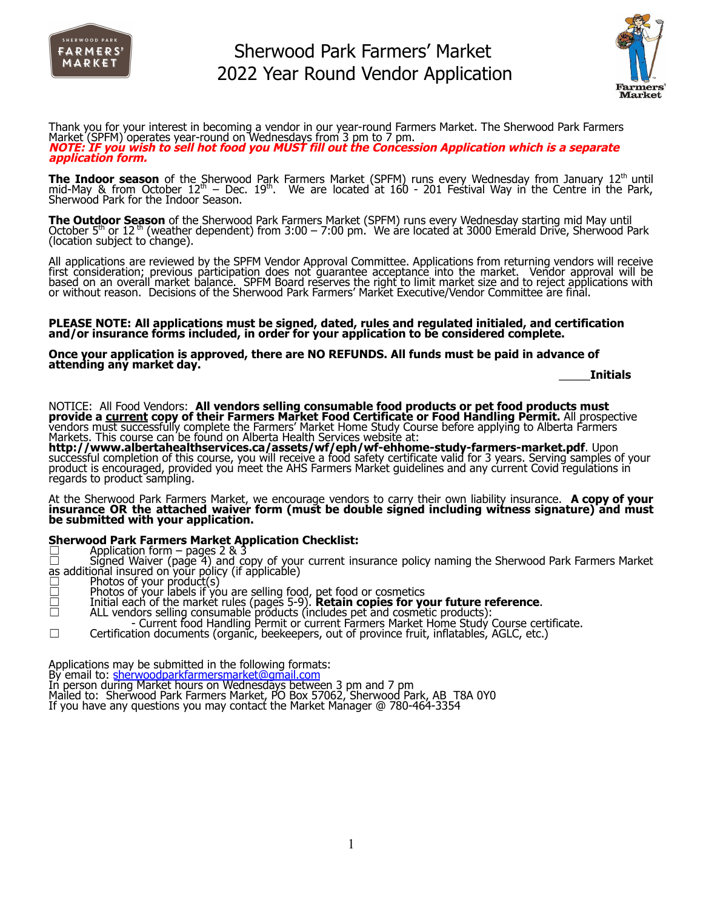# Sherwood Park Farmers' Market
# 2022 Year Round Vendor Application

Thank you for your interest in becoming a vendor in our year-round Farmers Market. The Sherwood Park Farmers Market (SPFM) operates year-round on Wednesdays from 3 pm to 7 pm.
***NOTE: IF you wish to sell hot food you MUST fill out the Concession Application which is a separate application form.***

**The Indoor season** of the Sherwood Park Farmers Market (SPFM) runs every Wednesday from January 12th until mid-May & from October 12th – Dec. 19th. We are located at 160 - 201 Festival Way in the Centre in the Park, Sherwood Park for the Indoor Season.

**The Outdoor Season** of the Sherwood Park Farmers Market (SPFM) runs every Wednesday starting mid May until October 5th or 12th (weather dependent) from 3:00 – 7:00 pm. We are located at 3000 Emerald Drive, Sherwood Park (location subject to change).

All applications are reviewed by the SPFM Vendor Approval Committee. Applications from returning vendors will receive first consideration; previous participation does not guarantee acceptance into the market. Vendor approval will be based on an overall market balance. SPFM Board reserves the right to limit market size and to reject applications with or without reason. Decisions of the Sherwood Park Farmers' Market Executive/Vendor Committee are final.

**PLEASE NOTE: All applications must be signed, dated, rules and regulated initialed, and certification and/or insurance forms included, in order for your application to be considered complete.**

**Once your application is approved, there are NO REFUNDS. All funds must be paid in advance of attending any market day.**

_____**Initials**

NOTICE: All Food Vendors: **All vendors selling consumable food products or pet food products must provide a current copy of their Farmers Market Food Certificate or Food Handling Permit.** All prospective vendors must successfully complete the Farmers' Market Home Study Course before applying to Alberta Farmers Markets. This course can be found on Alberta Health Services website at:
**http://www.albertahealthservices.ca/assets/wf/eph/wf-ehhome-study-farmers-market.pdf**. Upon successful completion of this course, you will receive a food safety certificate valid for 3 years. Serving samples of your product is encouraged, provided you meet the AHS Farmers Market guidelines and any current Covid regulations in regards to product sampling.

At the Sherwood Park Farmers Market, we encourage vendors to carry their own liability insurance. **A copy of your insurance OR the attached waiver form (must be double signed including witness signature) and must be submitted with your application.**

**Sherwood Park Farmers Market Application Checklist:**

☐ Application form – pages 2 & 3
☐ Signed Waiver (page 4) and copy of your current insurance policy naming the Sherwood Park Farmers Market as additional insured on your policy (if applicable)
☐ Photos of your product(s)
☐ Photos of your labels if you are selling food, pet food or cosmetics
☐ Initial each of the market rules (pages 5-9). **Retain copies for your future reference**.
☐ ALL vendors selling consumable products (includes pet and cosmetic products):
- Current food Handling Permit or current Farmers Market Home Study Course certificate.

☐ Certification documents (organic, beekeepers, out of province fruit, inflatables, AGLC, etc.)

Applications may be submitted in the following formats:
By email to: sherwoodparkfarmersmarket@gmail.com
In person during Market hours on Wednesdays between 3 pm and 7 pm
Mailed to: Sherwood Park Farmers Market, PO Box 57062, Sherwood Park, AB T8A 0Y0
If you have any questions you may contact the Market Manager @ 780-464-3354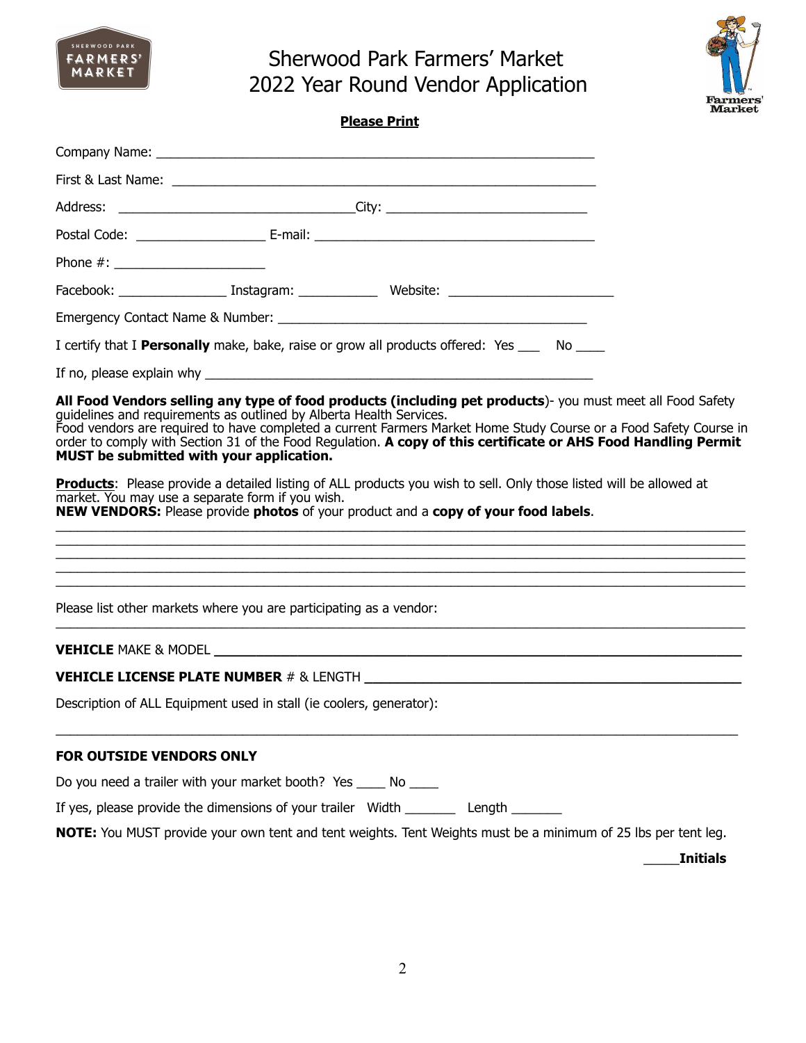# Sherwood Park Farmers' Market
# 2022 Year Round Vendor Application

**Please Print**

Company Name: ___________________________________________________________

First & Last Name: _______________________________________________________

Address: _______________________________City: ____________________________

Postal Code: _________________ E-mail: ______________________________________

Phone #: ____________________

Facebook: _______________ Instagram: ___________ Website: _______________________

Emergency Contact Name & Number: ___________________________________________

I certify that I **Personally** make, bake, raise or grow all products offered: Yes ___ No ____

If no, please explain why ____________________________________________________

**All Food Vendors selling any type of food products (including pet products)**- you must meet all Food Safety guidelines and requirements as outlined by Alberta Health Services.
Food vendors are required to have completed a current Farmers Market Home Study Course or a Food Safety Course in order to comply with Section 31 of the Food Regulation. **A copy of this certificate or AHS Food Handling Permit MUST be submitted with your application.**

**Products**: Please provide a detailed listing of ALL products you wish to sell. Only those listed will be allowed at market. You may use a separate form if you wish.
**NEW VENDORS:** Please provide **photos** of your product and a **copy of your food labels**.

_____________________________________________________________________________________
_____________________________________________________________________________________
_____________________________________________________________________________________
_____________________________________________________________________________________
_____________________________________________________________________________________

Please list other markets where you are participating as a vendor:
_____________________________________________________________________________________

**VEHICLE** MAKE & MODEL ____________________________________________________________

**VEHICLE LICENSE PLATE NUMBER** # & LENGTH ___________________________________________

Description of ALL Equipment used in stall (ie coolers, generator):

_____________________________________________________________________________________

**FOR OUTSIDE VENDORS ONLY**

Do you need a trailer with your market booth? Yes ____ No ____

If yes, please provide the dimensions of your trailer Width _______ Length _______

**NOTE:** You MUST provide your own tent and tent weights. Tent Weights must be a minimum of 25 lbs per tent leg.

_____**Initials**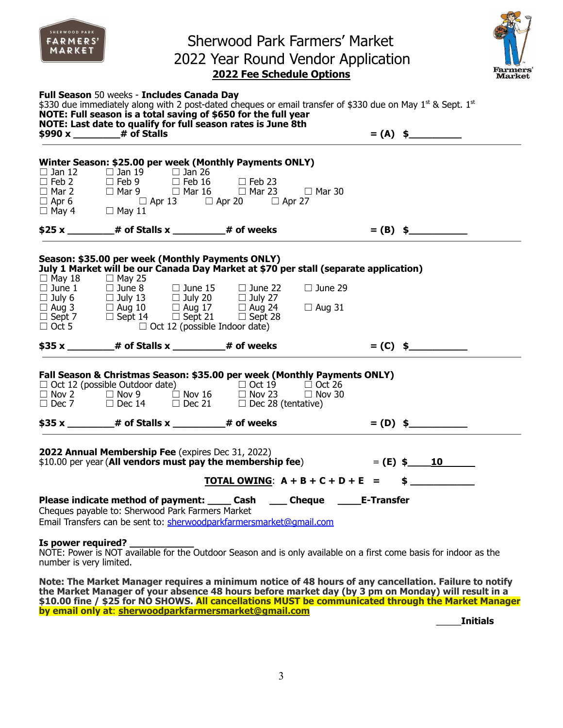# Sherwood Park Farmers' Market
## 2022 Year Round Vendor Application
### 2022 Fee Schedule Options

**Full Season** 50 weeks - **Includes Canada Day**
$330 due immediately along with 2 post-dated cheques or email transfer of $330 due on May 1st & Sept. 1st
**NOTE: Full season is a total saving of $650 for the full year**
**NOTE: Last date to qualify for full season rates is June 8th**
**$990 x _________# of Stalls** **= (A) $__________**

---

**Winter Season: $25.00 per week (Monthly Payments ONLY)**

☐ Jan 12 ☐ Jan 19 ☐ Jan 26
☐ Feb 2 ☐ Feb 9 ☐ Feb 16 ☐ Feb 23
☐ Mar 2 ☐ Mar 9 ☐ Mar 16 ☐ Mar 23 ☐ Mar 30
☐ Apr 6 ☐ Apr 13 ☐ Apr 20 ☐ Apr 27
☐ May 4 ☐ May 11

**$25 x _________# of Stalls x __________# of weeks** **= (B) $___________**

---

**Season: $35.00 per week (Monthly Payments ONLY)**
**July 1 Market will be our Canada Day Market at $70 per stall (separate application)**

☐ May 18 ☐ May 25
☐ June 1 ☐ June 8 ☐ June 15 ☐ June 22 ☐ June 29
☐ July 6 ☐ July 13 ☐ July 20 ☐ July 27
☐ Aug 3 ☐ Aug 10 ☐ Aug 17 ☐ Aug 24 ☐ Aug 31
☐ Sept 7 ☐ Sept 14 ☐ Sept 21 ☐ Sept 28
☐ Oct 5 ☐ Oct 12 (possible Indoor date)

**$35 x _________# of Stalls x __________# of weeks** **= (C) $___________**

---

**Fall Season & Christmas Season: $35.00 per week (Monthly Payments ONLY)**

☐ Oct 12 (possible Outdoor date) ☐ Oct 19 ☐ Oct 26
☐ Nov 2 ☐ Nov 9 ☐ Nov 16 ☐ Nov 23 ☐ Nov 30
☐ Dec 7 ☐ Dec 14 ☐ Dec 21 ☐ Dec 28 (tentative)

**$35 x _________# of Stalls x __________# of weeks** **= (D) $___________**

---

**2022 Annual Membership Fee** (expires Dec 31, 2022)
$10.00 per year (**All vendors must pay the membership fee**) = **(E) $____10______**

**TOTAL OWING: A + B + C + D + E = $ ____________**

**Please indicate method of payment: ____ Cash ___ Cheque ____E-Transfer**
Cheques payable to: Sherwood Park Farmers Market
Email Transfers can be sent to: sherwoodparkfarmersmarket@gmail.com

**Is power required? ____________**
NOTE: Power is NOT available for the Outdoor Season and is only available on a first come basis for indoor as the number is very limited.

**Note: The Market Manager requires a minimum notice of 48 hours of any cancellation. Failure to notify the Market Manager of your absence 48 hours before market day (by 3 pm on Monday) will result in a $10.00 fine / $25 for NO SHOWS. All cancellations MUST be communicated through the Market Manager by email only at: sherwoodparkfarmersmarket@gmail.com**

_____**Initials**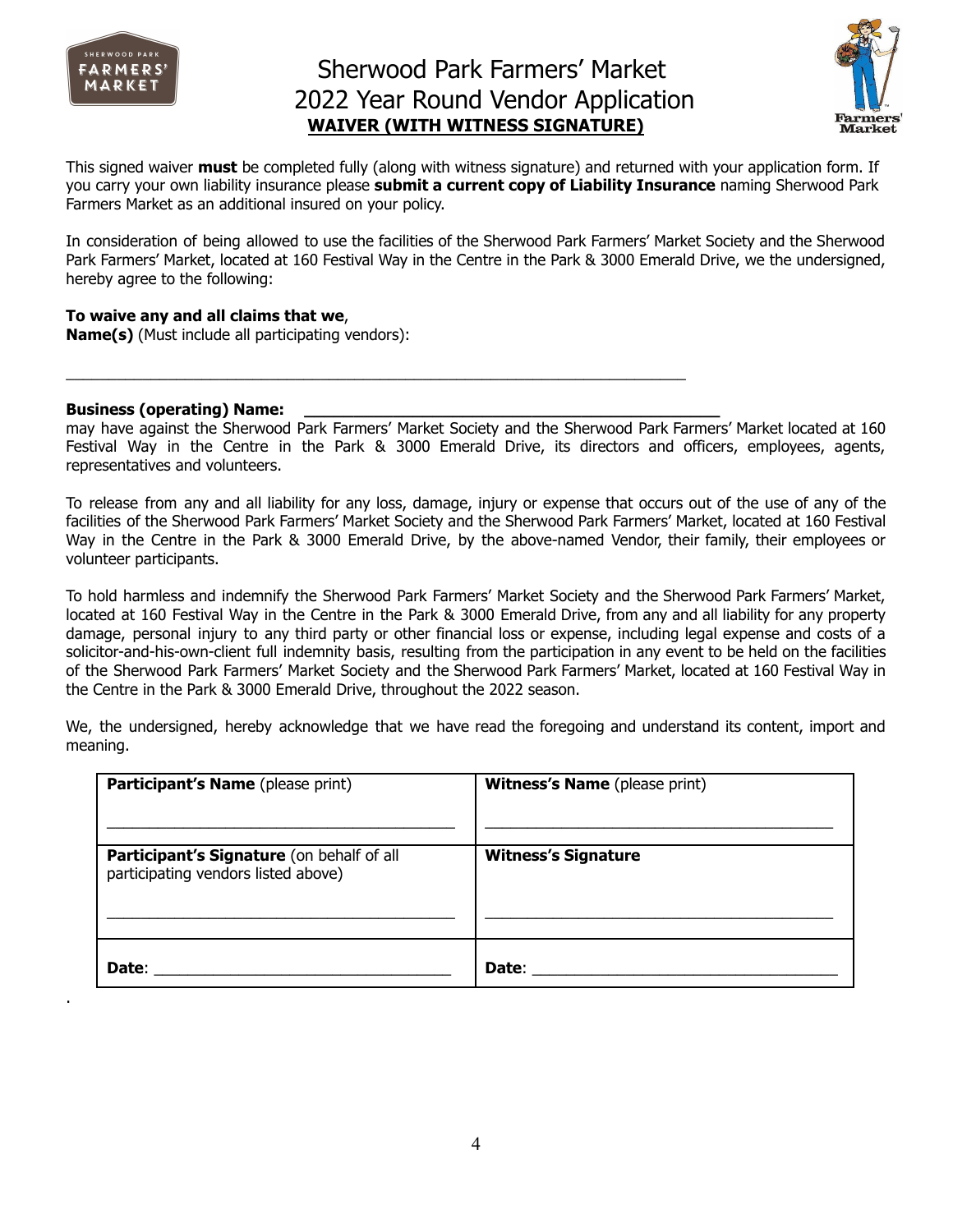# Sherwood Park Farmers' Market
# 2022 Year Round Vendor Application
## WAIVER (WITH WITNESS SIGNATURE)

This signed waiver **must** be completed fully (along with witness signature) and returned with your application form. If you carry your own liability insurance please **submit a current copy of Liability Insurance** naming Sherwood Park Farmers Market as an additional insured on your policy.

In consideration of being allowed to use the facilities of the Sherwood Park Farmers' Market Society and the Sherwood Park Farmers' Market, located at 160 Festival Way in the Centre in the Park & 3000 Emerald Drive, we the undersigned, hereby agree to the following:

**To waive any and all claims that we**,
**Name(s)** (Must include all participating vendors):

_______________________________________________________________________

**Business (operating) Name:** ____________________________________________

may have against the Sherwood Park Farmers' Market Society and the Sherwood Park Farmers' Market located at 160 Festival Way in the Centre in the Park & 3000 Emerald Drive, its directors and officers, employees, agents, representatives and volunteers.

To release from any and all liability for any loss, damage, injury or expense that occurs out of the use of any of the facilities of the Sherwood Park Farmers' Market Society and the Sherwood Park Farmers' Market, located at 160 Festival Way in the Centre in the Park & 3000 Emerald Drive, by the above-named Vendor, their family, their employees or volunteer participants.

To hold harmless and indemnify the Sherwood Park Farmers' Market Society and the Sherwood Park Farmers' Market, located at 160 Festival Way in the Centre in the Park & 3000 Emerald Drive, from any and all liability for any property damage, personal injury to any third party or other financial loss or expense, including legal expense and costs of a solicitor-and-his-own-client full indemnity basis, resulting from the participation in any event to be held on the facilities of the Sherwood Park Farmers' Market Society and the Sherwood Park Farmers' Market, located at 160 Festival Way in the Centre in the Park & 3000 Emerald Drive, throughout the 2022 season.

We, the undersigned, hereby acknowledge that we have read the foregoing and understand its content, import and meaning.

| **Participant's Name** (please print) | **Witness's Name** (please print) |
|---|---|
| **Participant's Signature** (on behalf of all participating vendors listed above) | **Witness's Signature** |
| **Date**: | **Date**: |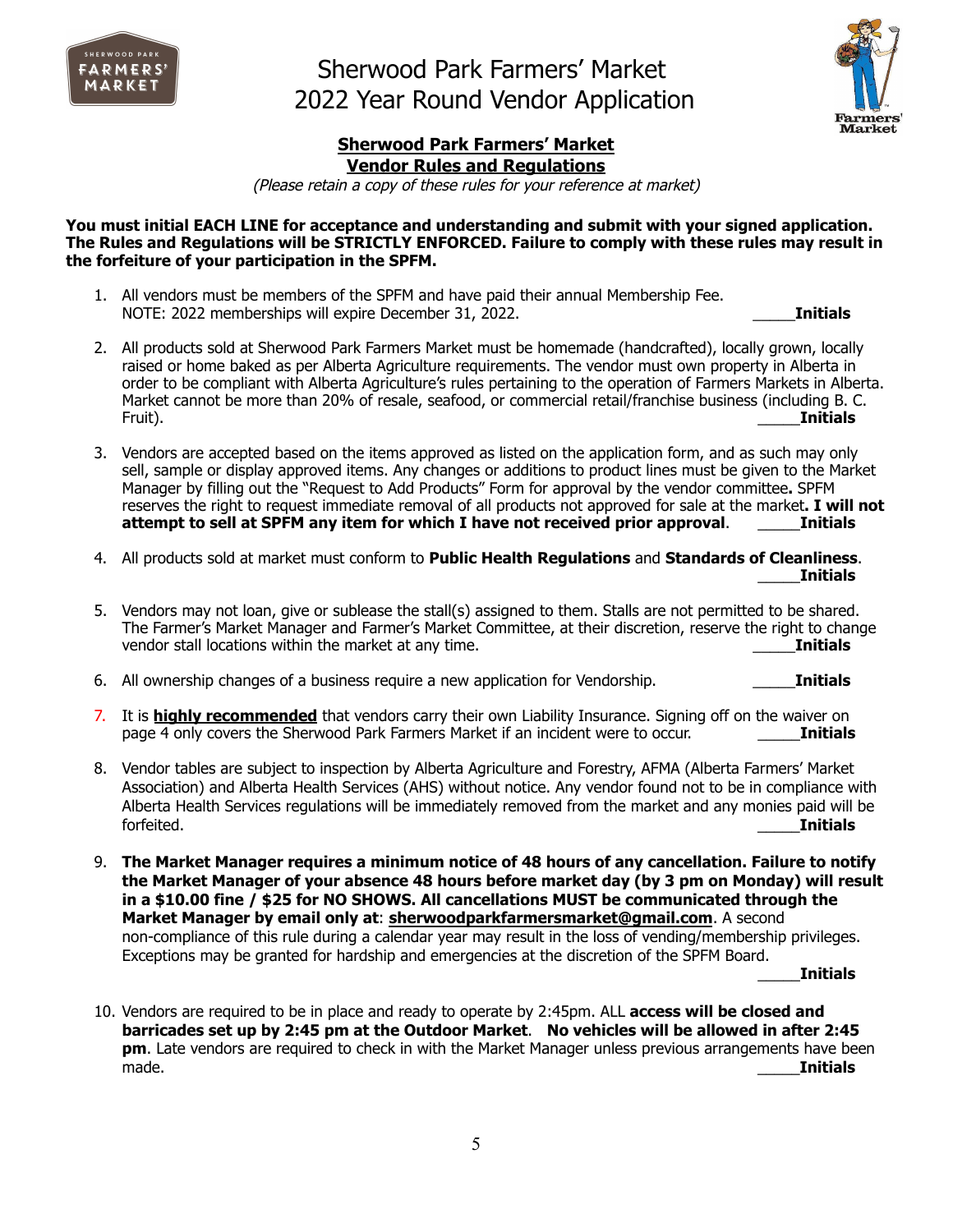# Sherwood Park Farmers' Market
# 2022 Year Round Vendor Application

## Sherwood Park Farmers' Market
## Vendor Rules and Regulations

*(Please retain a copy of these rules for your reference at market)*

**You must initial EACH LINE for acceptance and understanding and submit with your signed application. The Rules and Regulations will be STRICTLY ENFORCED. Failure to comply with these rules may result in the forfeiture of your participation in the SPFM.**

1. All vendors must be members of the SPFM and have paid their annual Membership Fee. NOTE: 2022 memberships will expire December 31, 2022. _____**Initials**

2. All products sold at Sherwood Park Farmers Market must be homemade (handcrafted), locally grown, locally raised or home baked as per Alberta Agriculture requirements. The vendor must own property in Alberta in order to be compliant with Alberta Agriculture's rules pertaining to the operation of Farmers Markets in Alberta. Market cannot be more than 20% of resale, seafood, or commercial retail/franchise business (including B. C. Fruit). _____**Initials**

3. Vendors are accepted based on the items approved as listed on the application form, and as such may only sell, sample or display approved items. Any changes or additions to product lines must be given to the Market Manager by filling out the "Request to Add Products" Form for approval by the vendor committee**.** SPFM reserves the right to request immediate removal of all products not approved for sale at the market**. I will not attempt to sell at SPFM any item for which I have not received prior approval**. _____**Initials**

4. All products sold at market must conform to **Public Health Regulations** and **Standards of Cleanliness**. _____**Initials**

5. Vendors may not loan, give or sublease the stall(s) assigned to them. Stalls are not permitted to be shared. The Farmer's Market Manager and Farmer's Market Committee, at their discretion, reserve the right to change vendor stall locations within the market at any time. _____**Initials**

6. All ownership changes of a business require a new application for Vendorship. _____**Initials**

7. It is **highly recommended** that vendors carry their own Liability Insurance. Signing off on the waiver on page 4 only covers the Sherwood Park Farmers Market if an incident were to occur. _____**Initials**

8. Vendor tables are subject to inspection by Alberta Agriculture and Forestry, AFMA (Alberta Farmers' Market Association) and Alberta Health Services (AHS) without notice. Any vendor found not to be in compliance with Alberta Health Services regulations will be immediately removed from the market and any monies paid will be forfeited. _____**Initials**

9. **The Market Manager requires a minimum notice of 48 hours of any cancellation. Failure to notify the Market Manager of your absence 48 hours before market day (by 3 pm on Monday) will result in a $10.00 fine / $25 for NO SHOWS. All cancellations MUST be communicated through the Market Manager by email only at**: **sherwoodparkfarmersmarket@gmail.com**. A second non-compliance of this rule during a calendar year may result in the loss of vending/membership privileges. Exceptions may be granted for hardship and emergencies at the discretion of the SPFM Board. _____**Initials**

10. Vendors are required to be in place and ready to operate by 2:45pm. ALL **access will be closed and barricades set up by 2:45 pm at the Outdoor Market**. **No vehicles will be allowed in after 2:45 pm**. Late vendors are required to check in with the Market Manager unless previous arrangements have been made. _____**Initials**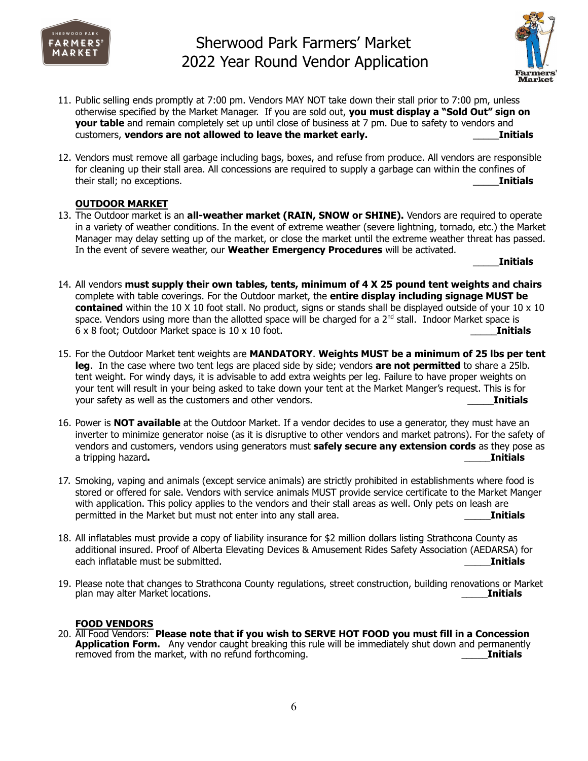# Sherwood Park Farmers' Market
## 2022 Year Round Vendor Application

11. Public selling ends promptly at 7:00 pm. Vendors MAY NOT take down their stall prior to 7:00 pm, unless otherwise specified by the Market Manager. If you are sold out, **you must display a "Sold Out" sign on your table** and remain completely set up until close of business at 7 pm. Due to safety to vendors and customers, **vendors are not allowed to leave the market early.** _____**Initials**

12. Vendors must remove all garbage including bags, boxes, and refuse from produce. All vendors are responsible for cleaning up their stall area. All concessions are required to supply a garbage can within the confines of their stall; no exceptions. _____**Initials**

### OUTDOOR MARKET

13. The Outdoor market is an **all-weather market (RAIN, SNOW or SHINE).** Vendors are required to operate in a variety of weather conditions. In the event of extreme weather (severe lightning, tornado, etc.) the Market Manager may delay setting up of the market, or close the market until the extreme weather threat has passed. In the event of severe weather, our **Weather Emergency Procedures** will be activated. _____**Initials**

14. All vendors **must supply their own tables, tents, minimum of 4 X 25 pound tent weights and chairs** complete with table coverings. For the Outdoor market, the **entire display including signage MUST be contained** within the 10 X 10 foot stall. No product, signs or stands shall be displayed outside of your 10 x 10 space. Vendors using more than the allotted space will be charged for a 2nd stall. Indoor Market space is 6 x 8 foot; Outdoor Market space is 10 x 10 foot. _____**Initials**

15. For the Outdoor Market tent weights are **MANDATORY**. **Weights MUST be a minimum of 25 lbs per tent leg**. In the case where two tent legs are placed side by side; vendors **are not permitted** to share a 25lb. tent weight. For windy days, it is advisable to add extra weights per leg. Failure to have proper weights on your tent will result in your being asked to take down your tent at the Market Manger's request. This is for your safety as well as the customers and other vendors. _____**Initials**

16. Power is **NOT available** at the Outdoor Market. If a vendor decides to use a generator, they must have an inverter to minimize generator noise (as it is disruptive to other vendors and market patrons). For the safety of vendors and customers, vendors using generators must **safely secure any extension cords** as they pose as a tripping hazard**.** _____**Initials**

17. Smoking, vaping and animals (except service animals) are strictly prohibited in establishments where food is stored or offered for sale. Vendors with service animals MUST provide service certificate to the Market Manger with application. This policy applies to the vendors and their stall areas as well. Only pets on leash are permitted in the Market but must not enter into any stall area. _____**Initials**

18. All inflatables must provide a copy of liability insurance for $2 million dollars listing Strathcona County as additional insured. Proof of Alberta Elevating Devices & Amusement Rides Safety Association (AEDARSA) for each inflatable must be submitted. _____**Initials**

19. Please note that changes to Strathcona County regulations, street construction, building renovations or Market plan may alter Market locations. _____**Initials**

### FOOD VENDORS

20. All Food Vendors: **Please note that if you wish to SERVE HOT FOOD you must fill in a Concession Application Form.** Any vendor caught breaking this rule will be immediately shut down and permanently removed from the market, with no refund forthcoming. _____**Initials**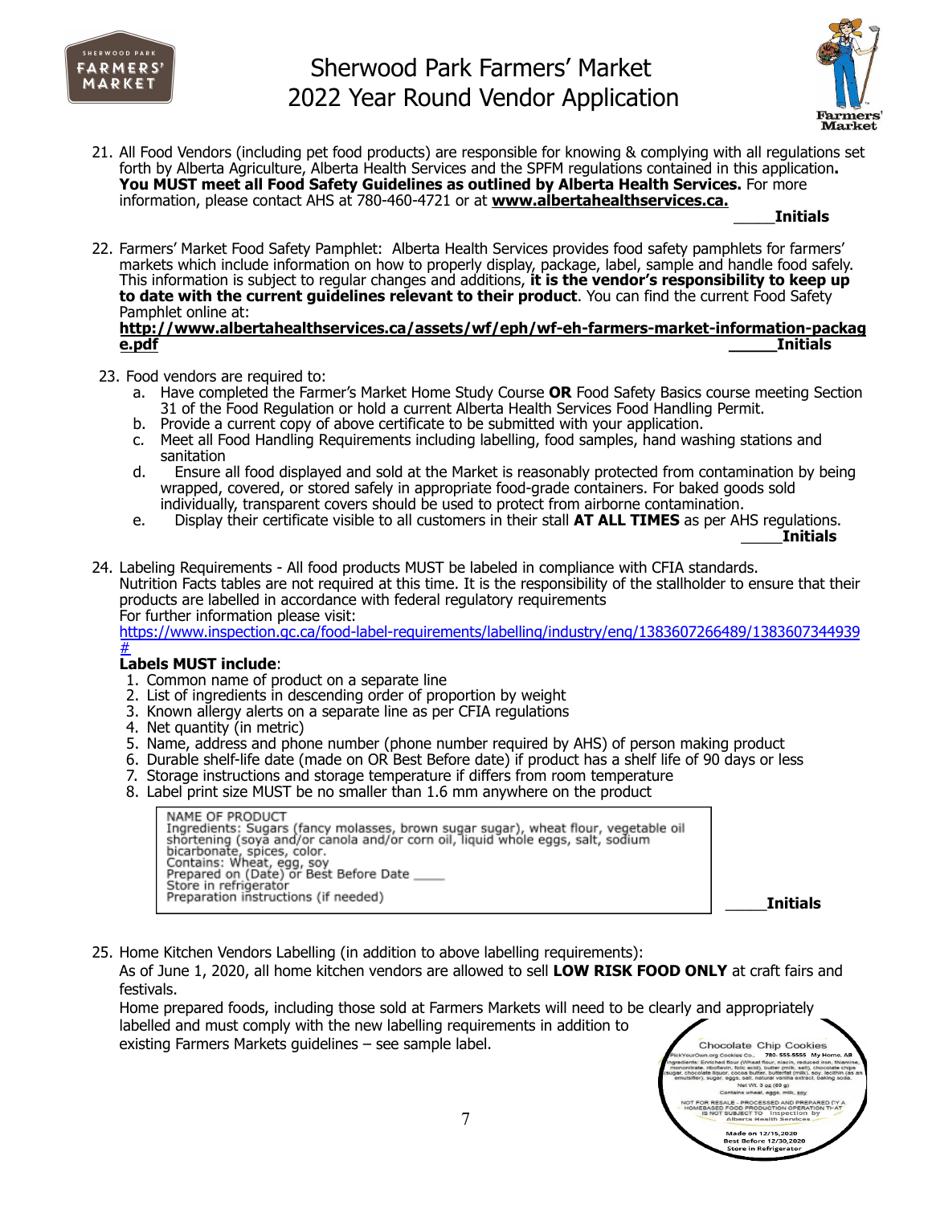# Sherwood Park Farmers' Market
# 2022 Year Round Vendor Application

21. All Food Vendors (including pet food products) are responsible for knowing & complying with all regulations set forth by Alberta Agriculture, Alberta Health Services and the SPFM regulations contained in this application**.** **You MUST meet all Food Safety Guidelines as outlined by Alberta Health Services.** For more information, please contact AHS at 780-460-4721 or at **www.albertahealthservices.ca.**

    _____**Initials**

22. Farmers' Market Food Safety Pamphlet: Alberta Health Services provides food safety pamphlets for farmers' markets which include information on how to properly display, package, label, sample and handle food safely. This information is subject to regular changes and additions, **it is the vendor's responsibility to keep up to date with the current guidelines relevant to their product**. You can find the current Food Safety Pamphlet online at:
    **http://www.albertahealthservices.ca/assets/wf/eph/wf-eh-farmers-market-information-package.pdf** _____**Initials**

23. Food vendors are required to:
    a. Have completed the Farmer's Market Home Study Course **OR** Food Safety Basics course meeting Section 31 of the Food Regulation or hold a current Alberta Health Services Food Handling Permit.
    b. Provide a current copy of above certificate to be submitted with your application.
    c. Meet all Food Handling Requirements including labelling, food samples, hand washing stations and sanitation
    d. Ensure all food displayed and sold at the Market is reasonably protected from contamination by being wrapped, covered, or stored safely in appropriate food-grade containers. For baked goods sold individually, transparent covers should be used to protect from airborne contamination.
    e. Display their certificate visible to all customers in their stall **AT ALL TIMES** as per AHS regulations.

    _____**Initials**

24. Labeling Requirements - All food products MUST be labeled in compliance with CFIA standards. Nutrition Facts tables are not required at this time. It is the responsibility of the stallholder to ensure that their products are labelled in accordance with federal regulatory requirements
    For further information please visit:
    https://www.inspection.gc.ca/food-label-requirements/labelling/industry/eng/1383607266489/1383607344939#

    **Labels MUST include**:
    1. Common name of product on a separate line
    2. List of ingredients in descending order of proportion by weight
    3. Known allergy alerts on a separate line as per CFIA regulations
    4. Net quantity (in metric)
    5. Name, address and phone number (phone number required by AHS) of person making product
    6. Durable shelf-life date (made on OR Best Before date) if product has a shelf life of 90 days or less
    7. Storage instructions and storage temperature if differs from room temperature
    8. Label print size MUST be no smaller than 1.6 mm anywhere on the product

    ```
    NAME OF PRODUCT
    Ingredients: Sugars (fancy molasses, brown sugar sugar), wheat flour, vegetable oil
    shortening (soya and/or canola and/or corn oil, liquid whole eggs, salt, sodium
    bicarbonate, spices, color.
    Contains: Wheat, egg, soy
    Prepared on (Date) or Best Before Date ____
    Store in refrigerator
    Preparation instructions (if needed)
    ```

    _____**Initials**

25. Home Kitchen Vendors Labelling (in addition to above labelling requirements):
    As of June 1, 2020, all home kitchen vendors are allowed to sell **LOW RISK FOOD ONLY** at craft fairs and festivals.
    Home prepared foods, including those sold at Farmers Markets will need to be clearly and appropriately labelled and must comply with the new labelling requirements in addition to existing Farmers Markets guidelines – see sample label.

    Chocolate Chip Cookies
    PickYourOwn.org Cookies Co., 780-555-5555 My Home, AB
    Ingredients: Enriched flour (Wheat flour, niacin, reduced iron, thiamine, mononitrate, riboflavin, folic acid), butter (milk, salt), chocolate chips (sugar, chocolate liquor, cocoa butter, butterfat (milk), soy, lecithin (as an emulsifier), sugar, eggs, salt, natural vanilla extract, baking soda.
    Net Wt. 3 oz (89 g)
    Contains wheat, eggs, milk, soy
    NOT FOR RESALE - PROCESSED AND PREPARED BY A HOMEBASED FOOD PRODUCTION OPERATION THAT IS NOT SUBJECT TO Inspection by Alberta Health Services
    Made on 12/15,2020
    Best Before 12/30,2020
    Store in Refrigerator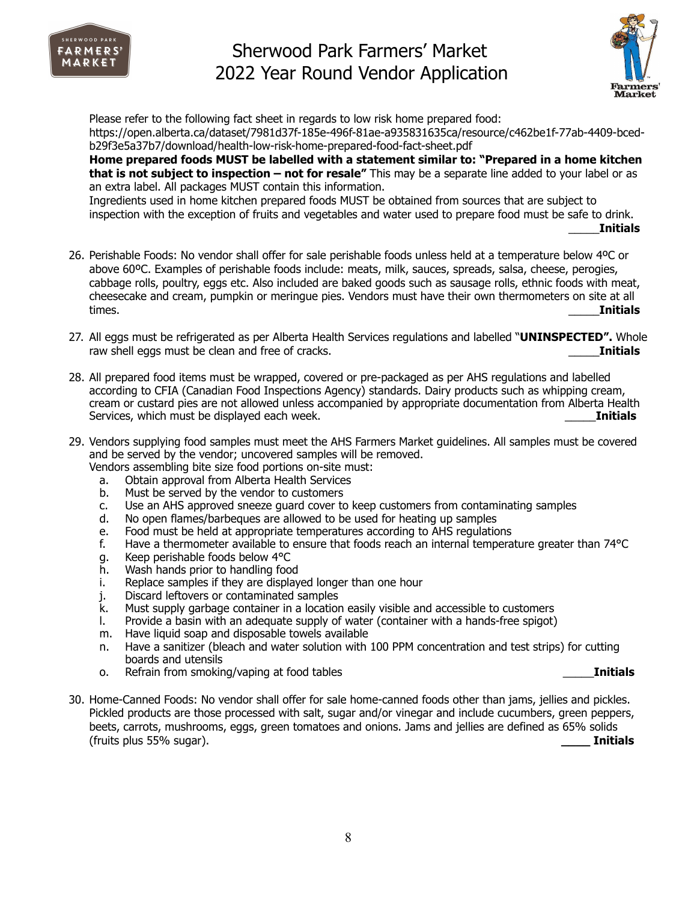Please refer to the following fact sheet in regards to low risk home prepared food: https://open.alberta.ca/dataset/7981d37f-185e-496f-81ae-a935831635ca/resource/c462be1f-77ab-4409-bced-b29f3e5a37b7/download/health-low-risk-home-prepared-food-fact-sheet.pdf

**Home prepared foods MUST be labelled with a statement similar to: "Prepared in a home kitchen that is not subject to inspection – not for resale"** This may be a separate line added to your label or as an extra label. All packages MUST contain this information.

Ingredients used in home kitchen prepared foods MUST be obtained from sources that are subject to inspection with the exception of fruits and vegetables and water used to prepare food must be safe to drink.

_____**Initials**

26. Perishable Foods: No vendor shall offer for sale perishable foods unless held at a temperature below 4ºC or above 60ºC. Examples of perishable foods include: meats, milk, sauces, spreads, salsa, cheese, perogies, cabbage rolls, poultry, eggs etc. Also included are baked goods such as sausage rolls, ethnic foods with meat, cheesecake and cream, pumpkin or meringue pies. Vendors must have their own thermometers on site at all times. _____**Initials**

27. All eggs must be refrigerated as per Alberta Health Services regulations and labelled "**UNINSPECTED".** Whole raw shell eggs must be clean and free of cracks. _____**Initials**

28. All prepared food items must be wrapped, covered or pre-packaged as per AHS regulations and labelled according to CFIA (Canadian Food Inspections Agency) standards. Dairy products such as whipping cream, cream or custard pies are not allowed unless accompanied by appropriate documentation from Alberta Health Services, which must be displayed each week. _____**Initials**

29. Vendors supplying food samples must meet the AHS Farmers Market guidelines. All samples must be covered and be served by the vendor; uncovered samples will be removed.
   Vendors assembling bite size food portions on-site must:
   a. Obtain approval from Alberta Health Services
   b. Must be served by the vendor to customers
   c. Use an AHS approved sneeze guard cover to keep customers from contaminating samples
   d. No open flames/barbeques are allowed to be used for heating up samples
   e. Food must be held at appropriate temperatures according to AHS regulations
   f. Have a thermometer available to ensure that foods reach an internal temperature greater than 74°C
   g. Keep perishable foods below 4°C
   h. Wash hands prior to handling food
   i. Replace samples if they are displayed longer than one hour
   j. Discard leftovers or contaminated samples
   k. Must supply garbage container in a location easily visible and accessible to customers
   l. Provide a basin with an adequate supply of water (container with a hands-free spigot)
   m. Have liquid soap and disposable towels available
   n. Have a sanitizer (bleach and water solution with 100 PPM concentration and test strips) for cutting boards and utensils
   o. Refrain from smoking/vaping at food tables _____**Initials**

30. Home-Canned Foods: No vendor shall offer for sale home-canned foods other than jams, jellies and pickles. Pickled products are those processed with salt, sugar and/or vinegar and include cucumbers, green peppers, beets, carrots, mushrooms, eggs, green tomatoes and onions. Jams and jellies are defined as 65% solids (fruits plus 55% sugar). **____ Initials**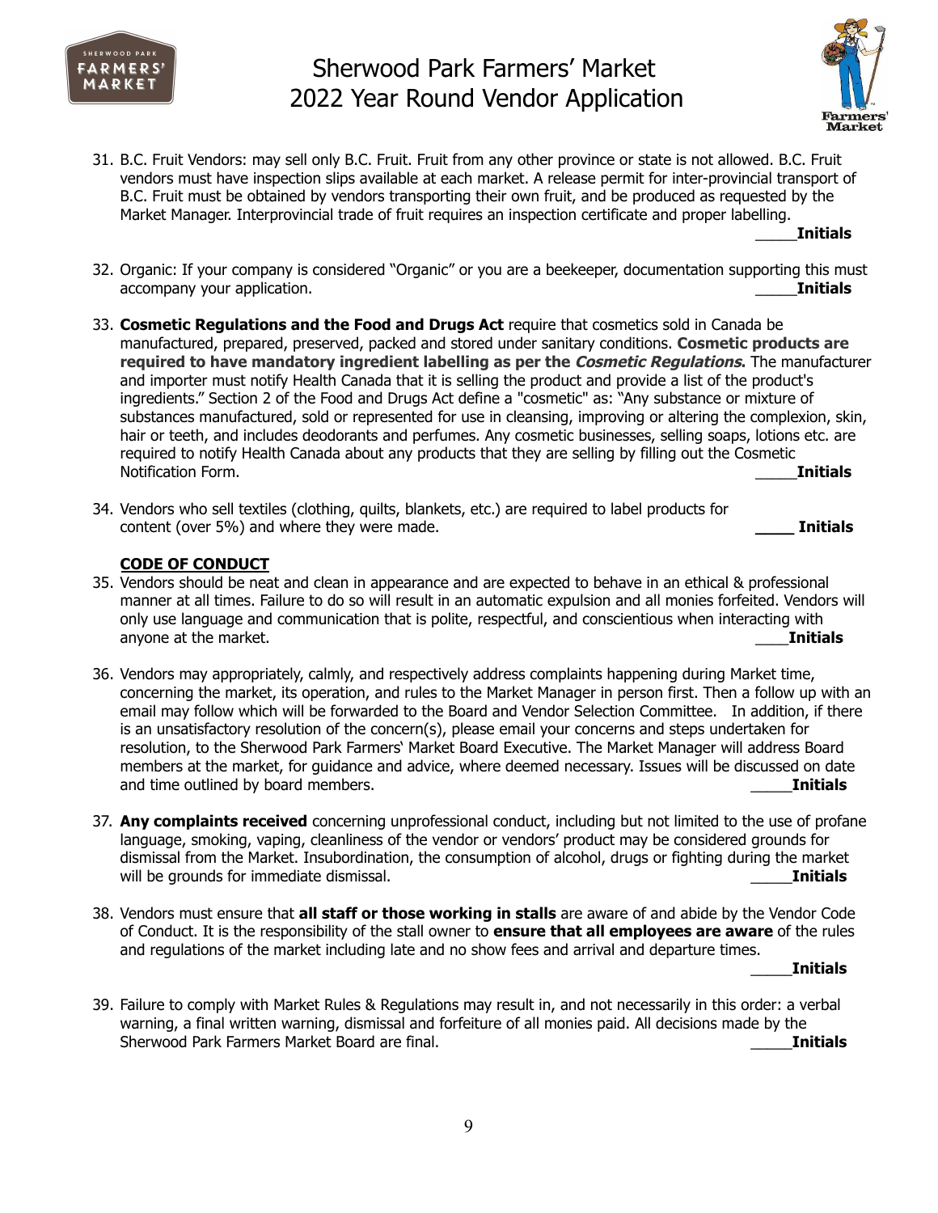31. B.C. Fruit Vendors: may sell only B.C. Fruit. Fruit from any other province or state is not allowed. B.C. Fruit vendors must have inspection slips available at each market. A release permit for inter-provincial transport of B.C. Fruit must be obtained by vendors transporting their own fruit, and be produced as requested by the Market Manager. Interprovincial trade of fruit requires an inspection certificate and proper labelling. _____**Initials**

32. Organic: If your company is considered "Organic" or you are a beekeeper, documentation supporting this must accompany your application. _____**Initials**

33. **Cosmetic Regulations and the Food and Drugs Act** require that cosmetics sold in Canada be manufactured, prepared, preserved, packed and stored under sanitary conditions. **Cosmetic products are required to have mandatory ingredient labelling as per the *Cosmetic Regulations*.** The manufacturer and importer must notify Health Canada that it is selling the product and provide a list of the product's ingredients." Section 2 of the Food and Drugs Act define a "cosmetic" as: "Any substance or mixture of substances manufactured, sold or represented for use in cleansing, improving or altering the complexion, skin, hair or teeth, and includes deodorants and perfumes. Any cosmetic businesses, selling soaps, lotions etc. are required to notify Health Canada about any products that they are selling by filling out the Cosmetic Notification Form. _____**Initials**

34. Vendors who sell textiles (clothing, quilts, blankets, etc.) are required to label products for content (over 5%) and where they were made. ____ **Initials**

**CODE OF CONDUCT**

35. Vendors should be neat and clean in appearance and are expected to behave in an ethical & professional manner at all times. Failure to do so will result in an automatic expulsion and all monies forfeited. Vendors will only use language and communication that is polite, respectful, and conscientious when interacting with anyone at the market. ____**Initials**

36. Vendors may appropriately, calmly, and respectively address complaints happening during Market time, concerning the market, its operation, and rules to the Market Manager in person first. Then a follow up with an email may follow which will be forwarded to the Board and Vendor Selection Committee. In addition, if there is an unsatisfactory resolution of the concern(s), please email your concerns and steps undertaken for resolution, to the Sherwood Park Farmers' Market Board Executive. The Market Manager will address Board members at the market, for guidance and advice, where deemed necessary. Issues will be discussed on date and time outlined by board members. _____**Initials**

37. **Any complaints received** concerning unprofessional conduct, including but not limited to the use of profane language, smoking, vaping, cleanliness of the vendor or vendors' product may be considered grounds for dismissal from the Market. Insubordination, the consumption of alcohol, drugs or fighting during the market will be grounds for immediate dismissal. _____**Initials**

38. Vendors must ensure that **all staff or those working in stalls** are aware of and abide by the Vendor Code of Conduct. It is the responsibility of the stall owner to **ensure that all employees are aware** of the rules and regulations of the market including late and no show fees and arrival and departure times. _____**Initials**

39. Failure to comply with Market Rules & Regulations may result in, and not necessarily in this order: a verbal warning, a final written warning, dismissal and forfeiture of all monies paid. All decisions made by the Sherwood Park Farmers Market Board are final. _____**Initials**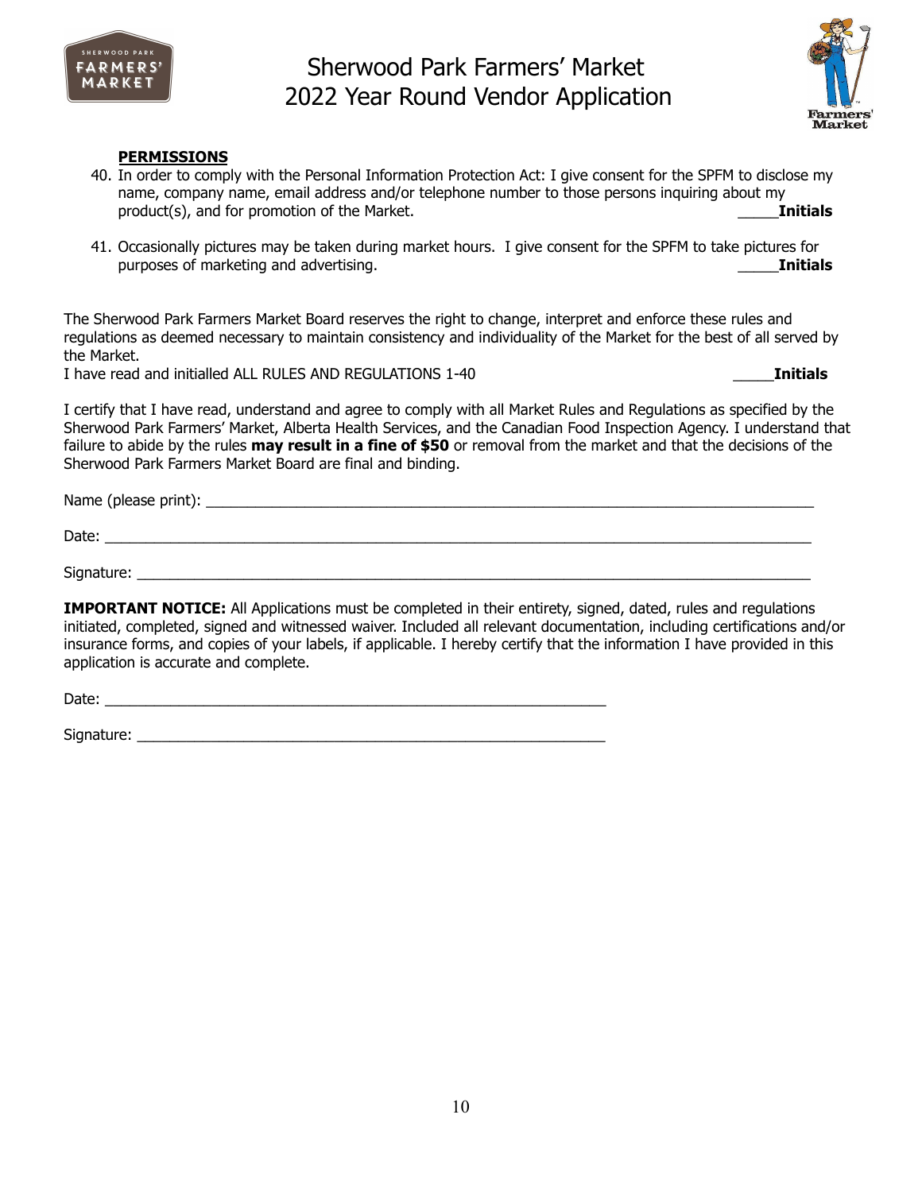# Sherwood Park Farmers' Market
# 2022 Year Round Vendor Application

**PERMISSIONS**

40. In order to comply with the Personal Information Protection Act: I give consent for the SPFM to disclose my name, company name, email address and/or telephone number to those persons inquiring about my product(s), and for promotion of the Market. _____**Initials**

41. Occasionally pictures may be taken during market hours. I give consent for the SPFM to take pictures for purposes of marketing and advertising. _____**Initials**

The Sherwood Park Farmers Market Board reserves the right to change, interpret and enforce these rules and regulations as deemed necessary to maintain consistency and individuality of the Market for the best of all served by the Market.
I have read and initialled ALL RULES AND REGULATIONS 1-40 _____**Initials**

I certify that I have read, understand and agree to comply with all Market Rules and Regulations as specified by the Sherwood Park Farmers' Market, Alberta Health Services, and the Canadian Food Inspection Agency. I understand that failure to abide by the rules **may result in a fine of $50** or removal from the market and that the decisions of the Sherwood Park Farmers Market Board are final and binding.

Name (please print): ______________________________________________

Date: ______________________________________________

Signature: ______________________________________________

**IMPORTANT NOTICE:** All Applications must be completed in their entirety, signed, dated, rules and regulations initiated, completed, signed and witnessed waiver. Included all relevant documentation, including certifications and/or insurance forms, and copies of your labels, if applicable. I hereby certify that the information I have provided in this application is accurate and complete.

Date: ______________________________________________

Signature: ______________________________________________